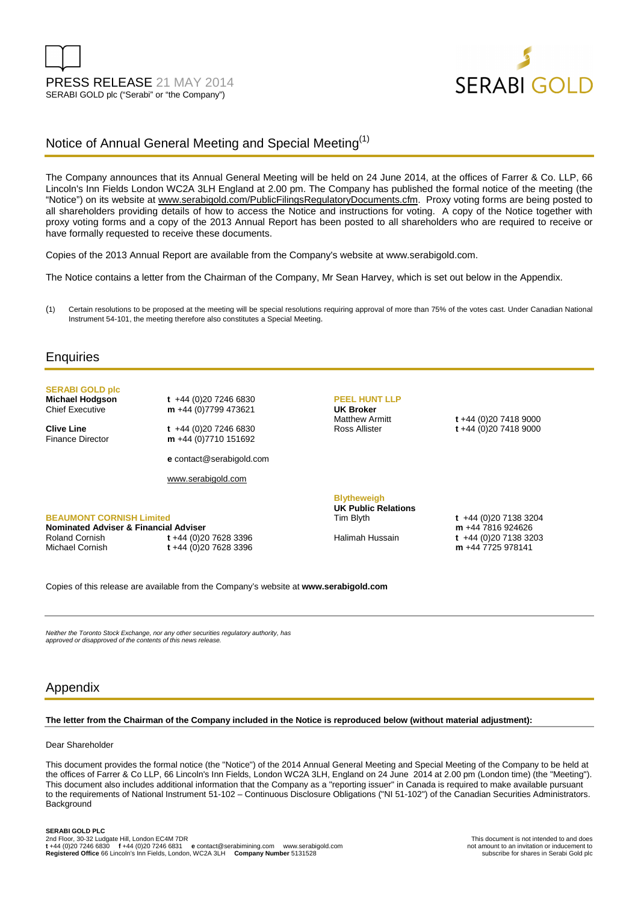PRESS RELEASE 21 MAY 2014
SERABI GOLD plc ("Serabi" or "the Company")

SERABI GOLD

# Notice of Annual General Meeting and Special Meeting[(1)]

The Company announces that its Annual General Meeting will be held on 24 June 2014, at the offices of Farrer & Co. LLP, 66 Lincoln's Inn Fields London WC2A 3LH England at 2.00 pm. The Company has published the formal notice of the meeting (the "Notice") on its website at www.serabigold.com/PublicFilingsRegulatoryDocuments.cfm. Proxy voting forms are being posted to all shareholders providing details of how to access the Notice and instructions for voting. A copy of the Notice together with proxy voting forms and a copy of the 2013 Annual Report has been posted to all shareholders who are required to receive or have formally requested to receive these documents.

Copies of the 2013 Annual Report are available from the Company's website at www.serabigold.com.

The Notice contains a letter from the Chairman of the Company, Mr Sean Harvey, which is set out below in the Appendix.

(1) Certain resolutions to be proposed at the meeting will be special resolutions requiring approval of more than 75% of the votes cast. Under Canadian National Instrument 54-101, the meeting therefore also constitutes a Special Meeting.

## Enquiries

**SERABI GOLD plc**

**Michael Hodgson** — Chief Executive
**t** +44 (0)20 7246 6830
**m** +44 (0)7799 473621

**Clive Line** — Finance Director
**t** +44 (0)20 7246 6830
**m** +44 (0)7710 151692

**e** contact@serabigold.com

www.serabigold.com

**BEAUMONT CORNISH Limited**
**Nominated Adviser & Financial Adviser**
Roland Cornish **t** +44 (0)20 7628 3396
Michael Cornish **t** +44 (0)20 7628 3396

**PEEL HUNT LLP**
**UK Broker**
Matthew Armitt **t** +44 (0)20 7418 9000
Ross Allister **t** +44 (0)20 7418 9000

**Blytheweigh**
**UK Public Relations**
Tim Blyth **t** +44 (0)20 7138 3204 **m** +44 7816 924626
Halimah Hussain **t** +44 (0)20 7138 3203 **m** +44 7725 978141

Copies of this release are available from the Company's website at **www.serabigold.com**

*Neither the Toronto Stock Exchange, nor any other securities regulatory authority, has approved or disapproved of the contents of this news release.*

## Appendix

**The letter from the Chairman of the Company included in the Notice is reproduced below (without material adjustment):**

Dear Shareholder

This document provides the formal notice (the "Notice") of the 2014 Annual General Meeting and Special Meeting of the Company to be held at the offices of Farrer & Co LLP, 66 Lincoln's Inn Fields, London WC2A 3LH, England on 24 June 2014 at 2.00 pm (London time) (the "Meeting"). This document also includes additional information that the Company as a "reporting issuer" in Canada is required to make available pursuant to the requirements of National Instrument 51-102 – Continuous Disclosure Obligations ("NI 51-102") of the Canadian Securities Administrators.
Background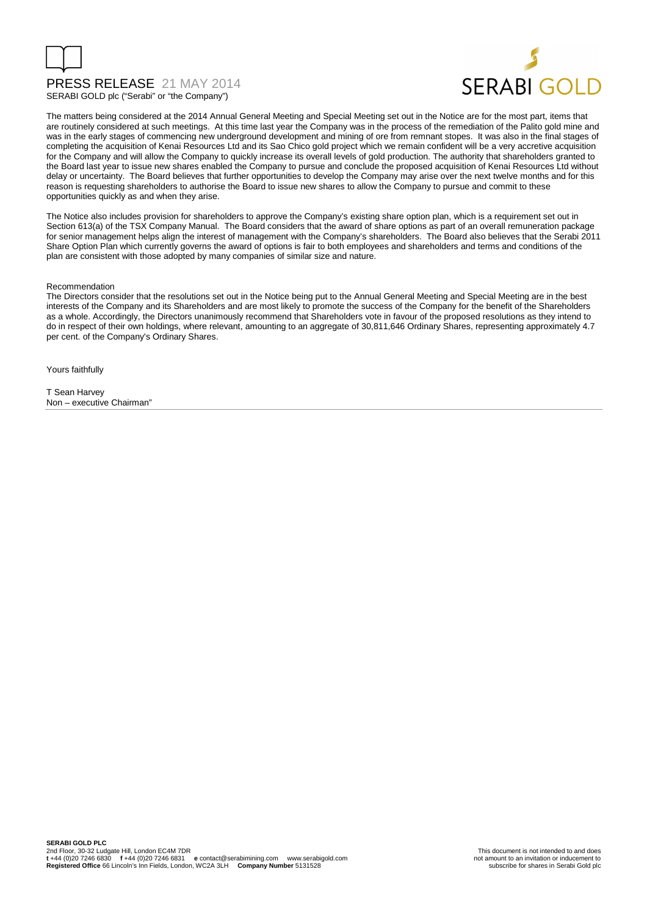The matters being considered at the 2014 Annual General Meeting and Special Meeting set out in the Notice are for the most part, items that are routinely considered at such meetings. At this time last year the Company was in the process of the remediation of the Palito gold mine and was in the early stages of commencing new underground development and mining of ore from remnant stopes. It was also in the final stages of completing the acquisition of Kenai Resources Ltd and its Sao Chico gold project which we remain confident will be a very accretive acquisition for the Company and will allow the Company to quickly increase its overall levels of gold production. The authority that shareholders granted to the Board last year to issue new shares enabled the Company to pursue and conclude the proposed acquisition of Kenai Resources Ltd without delay or uncertainty. The Board believes that further opportunities to develop the Company may arise over the next twelve months and for this reason is requesting shareholders to authorise the Board to issue new shares to allow the Company to pursue and commit to these opportunities quickly as and when they arise.

The Notice also includes provision for shareholders to approve the Company's existing share option plan, which is a requirement set out in Section 613(a) of the TSX Company Manual. The Board considers that the award of share options as part of an overall remuneration package for senior management helps align the interest of management with the Company's shareholders. The Board also believes that the Serabi 2011 Share Option Plan which currently governs the award of options is fair to both employees and shareholders and terms and conditions of the plan are consistent with those adopted by many companies of similar size and nature.

Recommendation

The Directors consider that the resolutions set out in the Notice being put to the Annual General Meeting and Special Meeting are in the best interests of the Company and its Shareholders and are most likely to promote the success of the Company for the benefit of the Shareholders as a whole. Accordingly, the Directors unanimously recommend that Shareholders vote in favour of the proposed resolutions as they intend to do in respect of their own holdings, where relevant, amounting to an aggregate of 30,811,646 Ordinary Shares, representing approximately 4.7 per cent. of the Company's Ordinary Shares.

Yours faithfully

T Sean Harvey
Non – executive Chairman"